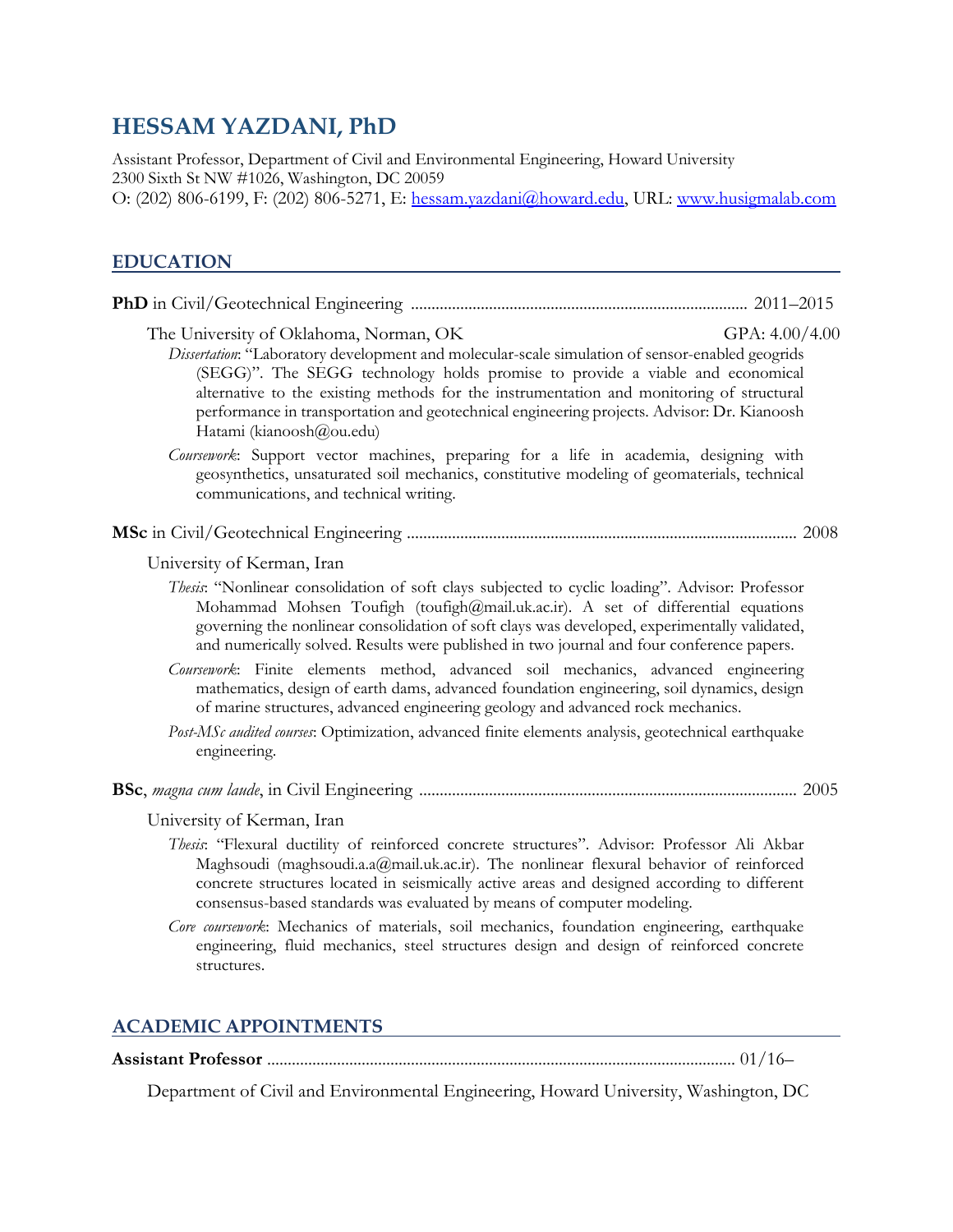# HESSAM YAZDANI, PhD

Assistant Professor, Department of Civil and Environmental Engineering, Howard University
2300 Sixth St NW #1026, Washington, DC 20059
O: (202) 806-6199, F: (202) 806-5271, E: hessam.yazdani@howard.edu, URL: www.husigmalab.com

## EDUCATION

**PhD** in Civil/Geotechnical Engineering ................................................................................ 2011–2015

The University of Oklahoma, Norman, OK — GPA: 4.00/4.00

*Dissertation*: "Laboratory development and molecular-scale simulation of sensor-enabled geogrids (SEGG)". The SEGG technology holds promise to provide a viable and economical alternative to the existing methods for the instrumentation and monitoring of structural performance in transportation and geotechnical engineering projects. Advisor: Dr. Kianoosh Hatami (kianoosh@ou.edu)

*Coursework*: Support vector machines, preparing for a life in academia, designing with geosynthetics, unsaturated soil mechanics, constitutive modeling of geomaterials, technical communications, and technical writing.

**MSc** in Civil/Geotechnical Engineering ............................................................................................ 2008

University of Kerman, Iran

*Thesis*: "Nonlinear consolidation of soft clays subjected to cyclic loading". Advisor: Professor Mohammad Mohsen Toufigh (toufigh@mail.uk.ac.ir). A set of differential equations governing the nonlinear consolidation of soft clays was developed, experimentally validated, and numerically solved. Results were published in two journal and four conference papers.

*Coursework*: Finite elements method, advanced soil mechanics, advanced engineering mathematics, design of earth dams, advanced foundation engineering, soil dynamics, design of marine structures, advanced engineering geology and advanced rock mechanics.

*Post-MSc audited courses*: Optimization, advanced finite elements analysis, geotechnical earthquake engineering.

**BSc**, *magna cum laude*, in Civil Engineering .......................................................................................... 2005

University of Kerman, Iran

*Thesis*: "Flexural ductility of reinforced concrete structures". Advisor: Professor Ali Akbar Maghsoudi (maghsoudi.a.a@mail.uk.ac.ir). The nonlinear flexural behavior of reinforced concrete structures located in seismically active areas and designed according to different consensus-based standards was evaluated by means of computer modeling.

*Core coursework*: Mechanics of materials, soil mechanics, foundation engineering, earthquake engineering, fluid mechanics, steel structures design and design of reinforced concrete structures.

## ACADEMIC APPOINTMENTS

**Assistant Professor** ................................................................................................................ 01/16–

Department of Civil and Environmental Engineering, Howard University, Washington, DC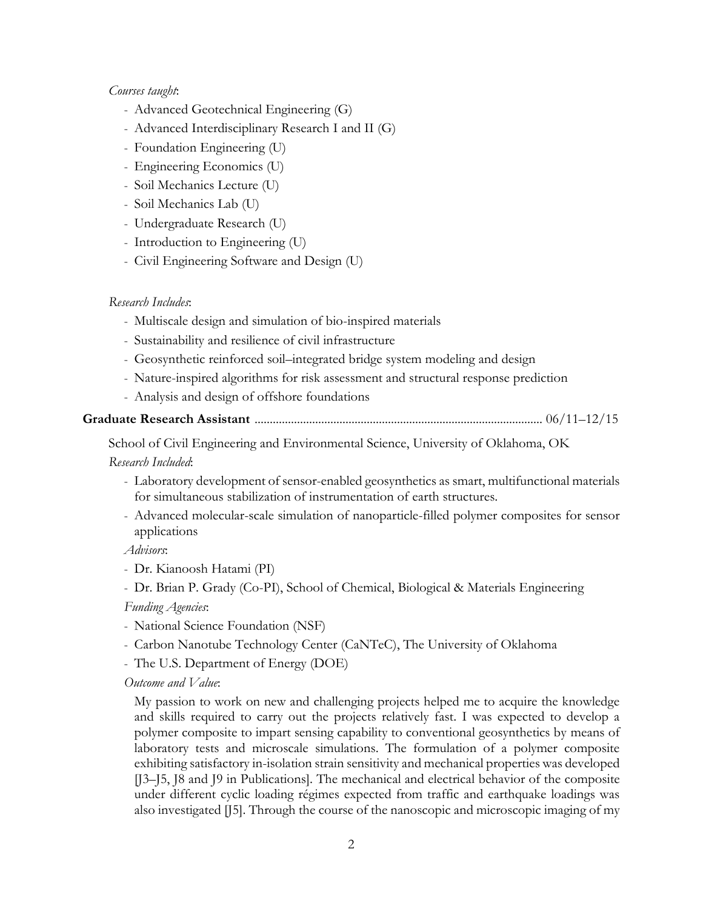*Courses taught*:

- Advanced Geotechnical Engineering (G)
- Advanced Interdisciplinary Research I and II (G)
- Foundation Engineering (U)
- Engineering Economics (U)
- Soil Mechanics Lecture (U)
- Soil Mechanics Lab (U)
- Undergraduate Research (U)
- Introduction to Engineering (U)
- Civil Engineering Software and Design (U)

*Research Includes*:

- Multiscale design and simulation of bio-inspired materials
- Sustainability and resilience of civil infrastructure
- Geosynthetic reinforced soil–integrated bridge system modeling and design
- Nature-inspired algorithms for risk assessment and structural response prediction
- Analysis and design of offshore foundations

**Graduate Research Assistant** ........................................................................................... 06/11–12/15

School of Civil Engineering and Environmental Science, University of Oklahoma, OK

*Research Included*:

- Laboratory development of sensor-enabled geosynthetics as smart, multifunctional materials for simultaneous stabilization of instrumentation of earth structures.
- Advanced molecular-scale simulation of nanoparticle-filled polymer composites for sensor applications

*Advisors*:

- Dr. Kianoosh Hatami (PI)
- Dr. Brian P. Grady (Co-PI), School of Chemical, Biological & Materials Engineering

*Funding Agencies*:

- National Science Foundation (NSF)
- Carbon Nanotube Technology Center (CaNTeC), The University of Oklahoma
- The U.S. Department of Energy (DOE)

*Outcome and Value*:

My passion to work on new and challenging projects helped me to acquire the knowledge and skills required to carry out the projects relatively fast. I was expected to develop a polymer composite to impart sensing capability to conventional geosynthetics by means of laboratory tests and microscale simulations. The formulation of a polymer composite exhibiting satisfactory in-isolation strain sensitivity and mechanical properties was developed [J3–J5, J8 and J9 in Publications]. The mechanical and electrical behavior of the composite under different cyclic loading régimes expected from traffic and earthquake loadings was also investigated [J5]. Through the course of the nanoscopic and microscopic imaging of my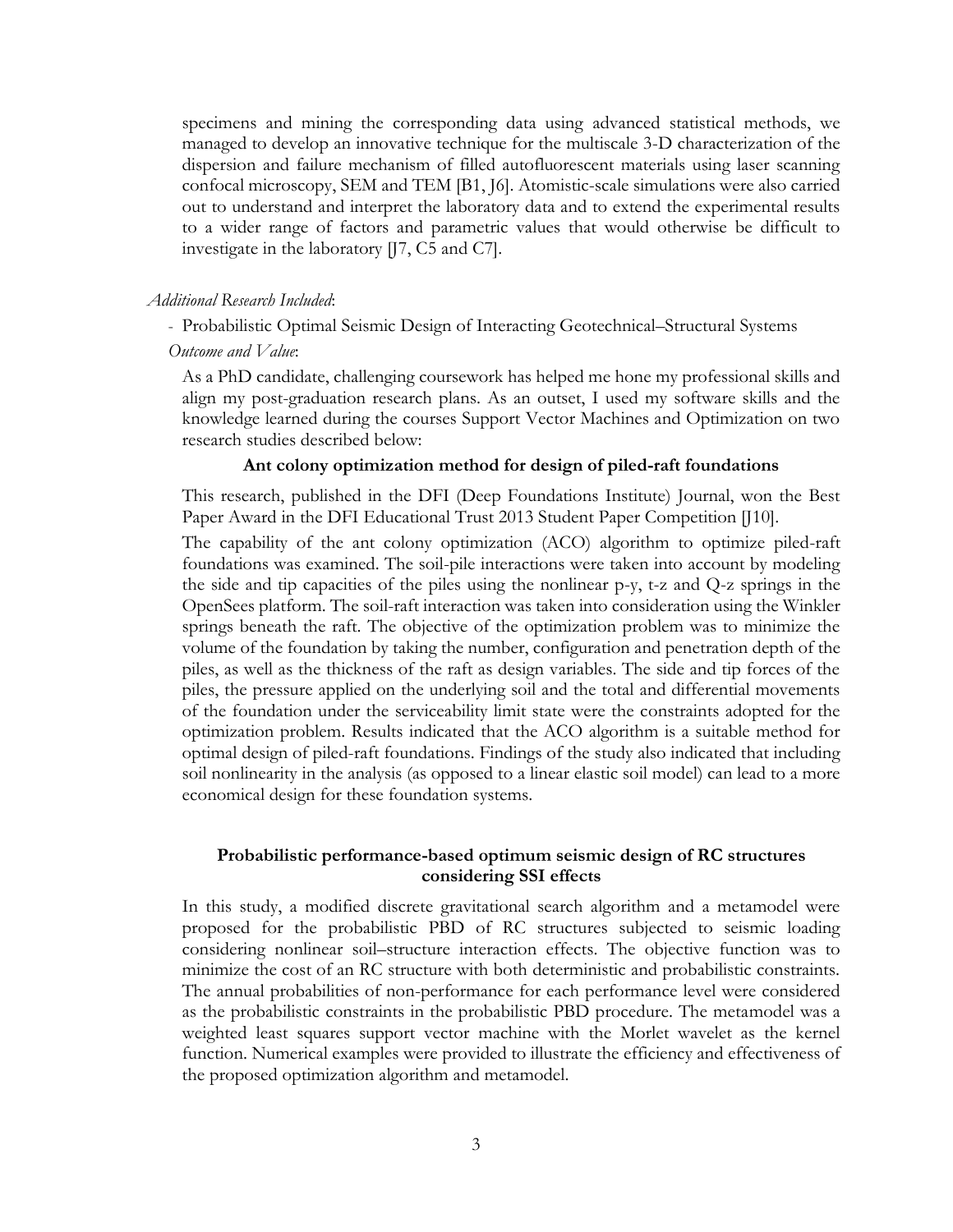specimens and mining the corresponding data using advanced statistical methods, we managed to develop an innovative technique for the multiscale 3-D characterization of the dispersion and failure mechanism of filled autofluorescent materials using laser scanning confocal microscopy, SEM and TEM [B1, J6]. Atomistic-scale simulations were also carried out to understand and interpret the laboratory data and to extend the experimental results to a wider range of factors and parametric values that would otherwise be difficult to investigate in the laboratory [J7, C5 and C7].

*Additional Research Included*:

- Probabilistic Optimal Seismic Design of Interacting Geotechnical–Structural Systems

*Outcome and Value*:

As a PhD candidate, challenging coursework has helped me hone my professional skills and align my post-graduation research plans. As an outset, I used my software skills and the knowledge learned during the courses Support Vector Machines and Optimization on two research studies described below:

**Ant colony optimization method for design of piled-raft foundations**

This research, published in the DFI (Deep Foundations Institute) Journal, won the Best Paper Award in the DFI Educational Trust 2013 Student Paper Competition [J10].

The capability of the ant colony optimization (ACO) algorithm to optimize piled-raft foundations was examined. The soil-pile interactions were taken into account by modeling the side and tip capacities of the piles using the nonlinear p-y, t-z and Q-z springs in the OpenSees platform. The soil-raft interaction was taken into consideration using the Winkler springs beneath the raft. The objective of the optimization problem was to minimize the volume of the foundation by taking the number, configuration and penetration depth of the piles, as well as the thickness of the raft as design variables. The side and tip forces of the piles, the pressure applied on the underlying soil and the total and differential movements of the foundation under the serviceability limit state were the constraints adopted for the optimization problem. Results indicated that the ACO algorithm is a suitable method for optimal design of piled-raft foundations. Findings of the study also indicated that including soil nonlinearity in the analysis (as opposed to a linear elastic soil model) can lead to a more economical design for these foundation systems.

**Probabilistic performance-based optimum seismic design of RC structures considering SSI effects**

In this study, a modified discrete gravitational search algorithm and a metamodel were proposed for the probabilistic PBD of RC structures subjected to seismic loading considering nonlinear soil–structure interaction effects. The objective function was to minimize the cost of an RC structure with both deterministic and probabilistic constraints. The annual probabilities of non-performance for each performance level were considered as the probabilistic constraints in the probabilistic PBD procedure. The metamodel was a weighted least squares support vector machine with the Morlet wavelet as the kernel function. Numerical examples were provided to illustrate the efficiency and effectiveness of the proposed optimization algorithm and metamodel.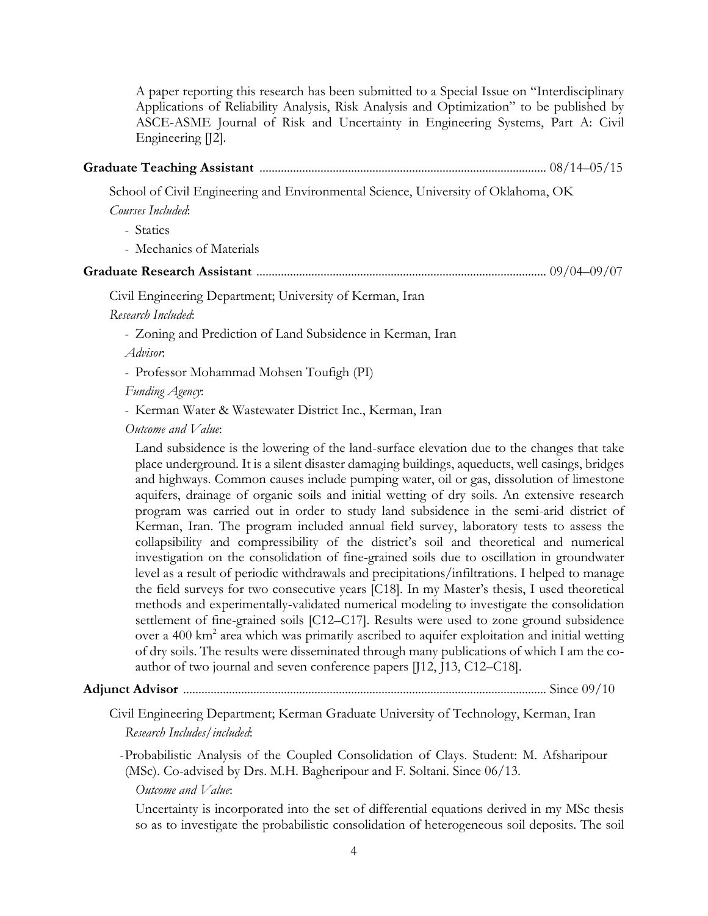A paper reporting this research has been submitted to a Special Issue on "Interdisciplinary Applications of Reliability Analysis, Risk Analysis and Optimization" to be published by ASCE-ASME Journal of Risk and Uncertainty in Engineering Systems, Part A: Civil Engineering [J2].

**Graduate Teaching Assistant** ............................................................................................ 08/14–05/15

School of Civil Engineering and Environmental Science, University of Oklahoma, OK

*Courses Included*:

- Statics
- Mechanics of Materials

**Graduate Research Assistant** ............................................................................................ 09/04–09/07

Civil Engineering Department; University of Kerman, Iran

*Research Included*:

- Zoning and Prediction of Land Subsidence in Kerman, Iran

*Advisor*:

- Professor Mohammad Mohsen Toufigh (PI)

*Funding Agency*:

- Kerman Water & Wastewater District Inc., Kerman, Iran

*Outcome and Value*:

Land subsidence is the lowering of the land-surface elevation due to the changes that take place underground. It is a silent disaster damaging buildings, aqueducts, well casings, bridges and highways. Common causes include pumping water, oil or gas, dissolution of limestone aquifers, drainage of organic soils and initial wetting of dry soils. An extensive research program was carried out in order to study land subsidence in the semi-arid district of Kerman, Iran. The program included annual field survey, laboratory tests to assess the collapsibility and compressibility of the district's soil and theoretical and numerical investigation on the consolidation of fine-grained soils due to oscillation in groundwater level as a result of periodic withdrawals and precipitations/infiltrations. I helped to manage the field surveys for two consecutive years [C18]. In my Master's thesis, I used theoretical methods and experimentally-validated numerical modeling to investigate the consolidation settlement of fine-grained soils [C12–C17]. Results were used to zone ground subsidence over a 400 km$^2$ area which was primarily ascribed to aquifer exploitation and initial wetting of dry soils. The results were disseminated through many publications of which I am the co-author of two journal and seven conference papers [J12, J13, C12–C18].

**Adjunct Advisor** ...................................................................................................................... Since 09/10

Civil Engineering Department; Kerman Graduate University of Technology, Kerman, Iran

*Research Includes/included*:

- Probabilistic Analysis of the Coupled Consolidation of Clays. Student: M. Afsharipour (MSc). Co-advised by Drs. M.H. Bagheripour and F. Soltani. Since 06/13.

*Outcome and Value*:

Uncertainty is incorporated into the set of differential equations derived in my MSc thesis so as to investigate the probabilistic consolidation of heterogeneous soil deposits. The soil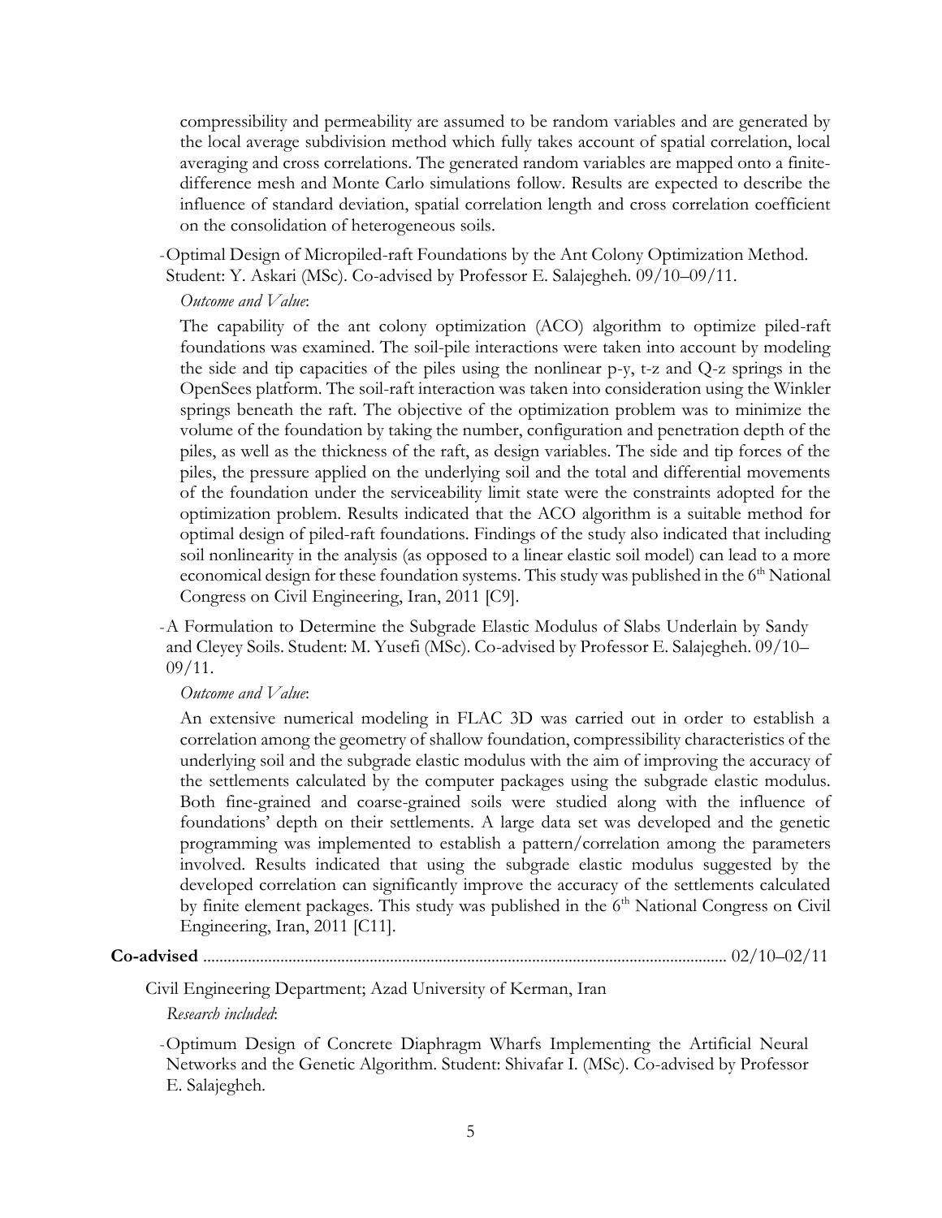compressibility and permeability are assumed to be random variables and are generated by the local average subdivision method which fully takes account of spatial correlation, local averaging and cross correlations. The generated random variables are mapped onto a finite-difference mesh and Monte Carlo simulations follow. Results are expected to describe the influence of standard deviation, spatial correlation length and cross correlation coefficient on the consolidation of heterogeneous soils.

- Optimal Design of Micropiled-raft Foundations by the Ant Colony Optimization Method. Student: Y. Askari (MSc). Co-advised by Professor E. Salajegheh. 09/10–09/11.

  *Outcome and Value*:

  The capability of the ant colony optimization (ACO) algorithm to optimize piled-raft foundations was examined. The soil-pile interactions were taken into account by modeling the side and tip capacities of the piles using the nonlinear p-y, t-z and Q-z springs in the OpenSees platform. The soil-raft interaction was taken into consideration using the Winkler springs beneath the raft. The objective of the optimization problem was to minimize the volume of the foundation by taking the number, configuration and penetration depth of the piles, as well as the thickness of the raft, as design variables. The side and tip forces of the piles, the pressure applied on the underlying soil and the total and differential movements of the foundation under the serviceability limit state were the constraints adopted for the optimization problem. Results indicated that the ACO algorithm is a suitable method for optimal design of piled-raft foundations. Findings of the study also indicated that including soil nonlinearity in the analysis (as opposed to a linear elastic soil model) can lead to a more economical design for these foundation systems. This study was published in the 6th National Congress on Civil Engineering, Iran, 2011 [C9].

- A Formulation to Determine the Subgrade Elastic Modulus of Slabs Underlain by Sandy and Cleyey Soils. Student: M. Yusefi (MSc). Co-advised by Professor E. Salajegheh. 09/10–09/11.

  *Outcome and Value*:

  An extensive numerical modeling in FLAC 3D was carried out in order to establish a correlation among the geometry of shallow foundation, compressibility characteristics of the underlying soil and the subgrade elastic modulus with the aim of improving the accuracy of the settlements calculated by the computer packages using the subgrade elastic modulus. Both fine-grained and coarse-grained soils were studied along with the influence of foundations' depth on their settlements. A large data set was developed and the genetic programming was implemented to establish a pattern/correlation among the parameters involved. Results indicated that using the subgrade elastic modulus suggested by the developed correlation can significantly improve the accuracy of the settlements calculated by finite element packages. This study was published in the 6th National Congress on Civil Engineering, Iran, 2011 [C11].

**Co-advised** .............................................................................................................. 02/10–02/11

Civil Engineering Department; Azad University of Kerman, Iran

*Research included*:

- Optimum Design of Concrete Diaphragm Wharfs Implementing the Artificial Neural Networks and the Genetic Algorithm. Student: Shivafar I. (MSc). Co-advised by Professor E. Salajegheh.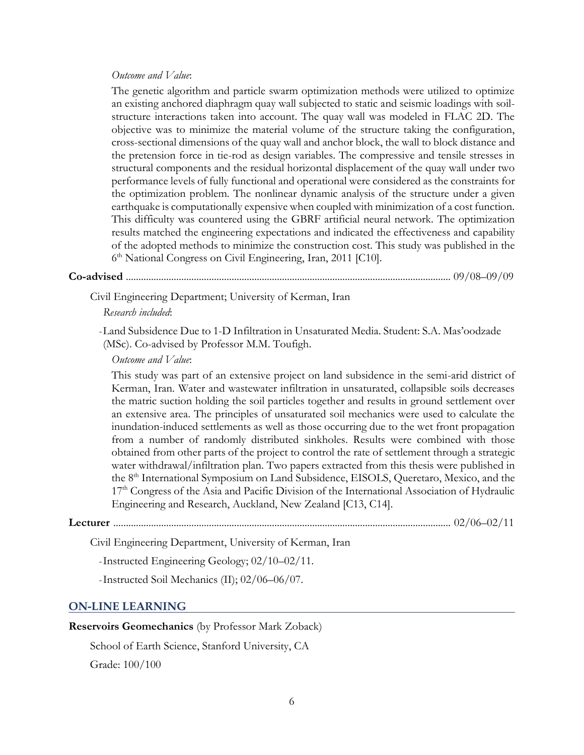*Outcome and Value*:

The genetic algorithm and particle swarm optimization methods were utilized to optimize an existing anchored diaphragm quay wall subjected to static and seismic loadings with soil-structure interactions taken into account. The quay wall was modeled in FLAC 2D. The objective was to minimize the material volume of the structure taking the configuration, cross-sectional dimensions of the quay wall and anchor block, the wall to block distance and the pretension force in tie-rod as design variables. The compressive and tensile stresses in structural components and the residual horizontal displacement of the quay wall under two performance levels of fully functional and operational were considered as the constraints for the optimization problem. The nonlinear dynamic analysis of the structure under a given earthquake is computationally expensive when coupled with minimization of a cost function. This difficulty was countered using the GBRF artificial neural network. The optimization results matched the engineering expectations and indicated the effectiveness and capability of the adopted methods to minimize the construction cost. This study was published in the 6th National Congress on Civil Engineering, Iran, 2011 [C10].

**Co-advised** .............................................................................................................. 09/08–09/09

Civil Engineering Department; University of Kerman, Iran

*Research included*:

- Land Subsidence Due to 1-D Infiltration in Unsaturated Media. Student: S.A. Mas'oodzade (MSc). Co-advised by Professor M.M. Toufigh.

*Outcome and Value*:

This study was part of an extensive project on land subsidence in the semi-arid district of Kerman, Iran. Water and wastewater infiltration in unsaturated, collapsible soils decreases the matric suction holding the soil particles together and results in ground settlement over an extensive area. The principles of unsaturated soil mechanics were used to calculate the inundation-induced settlements as well as those occurring due to the wet front propagation from a number of randomly distributed sinkholes. Results were combined with those obtained from other parts of the project to control the rate of settlement through a strategic water withdrawal/infiltration plan. Two papers extracted from this thesis were published in the 8th International Symposium on Land Subsidence, EISOLS, Queretaro, Mexico, and the 17th Congress of the Asia and Pacific Division of the International Association of Hydraulic Engineering and Research, Auckland, New Zealand [C13, C14].

**Lecturer** .................................................................................................................... 02/06–02/11

Civil Engineering Department, University of Kerman, Iran

- Instructed Engineering Geology; 02/10–02/11.
- Instructed Soil Mechanics (II); 02/06–06/07.

## ON-LINE LEARNING

**Reservoirs Geomechanics** (by Professor Mark Zoback)

School of Earth Science, Stanford University, CA

Grade: 100/100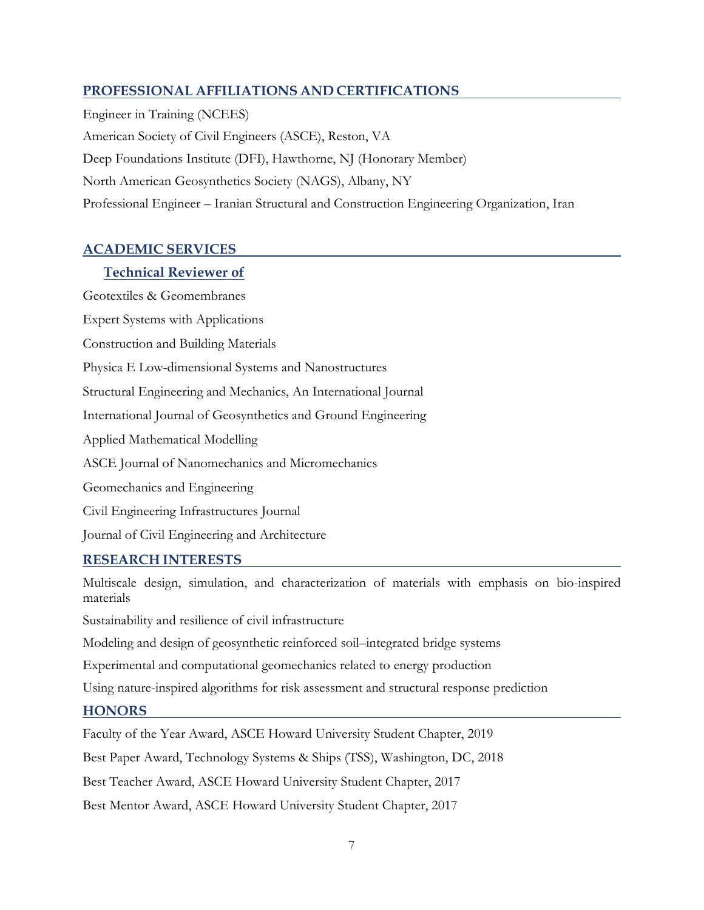## PROFESSIONAL AFFILIATIONS AND CERTIFICATIONS

Engineer in Training (NCEES)

American Society of Civil Engineers (ASCE), Reston, VA

Deep Foundations Institute (DFI), Hawthorne, NJ (Honorary Member)

North American Geosynthetics Society (NAGS), Albany, NY

Professional Engineer – Iranian Structural and Construction Engineering Organization, Iran

## ACADEMIC SERVICES

### Technical Reviewer of

Geotextiles & Geomembranes

Expert Systems with Applications

Construction and Building Materials

Physica E Low-dimensional Systems and Nanostructures

Structural Engineering and Mechanics, An International Journal

International Journal of Geosynthetics and Ground Engineering

Applied Mathematical Modelling

ASCE Journal of Nanomechanics and Micromechanics

Geomechanics and Engineering

Civil Engineering Infrastructures Journal

Journal of Civil Engineering and Architecture

## RESEARCH INTERESTS

Multiscale design, simulation, and characterization of materials with emphasis on bio-inspired materials

Sustainability and resilience of civil infrastructure

Modeling and design of geosynthetic reinforced soil–integrated bridge systems

Experimental and computational geomechanics related to energy production

Using nature-inspired algorithms for risk assessment and structural response prediction

## HONORS

Faculty of the Year Award, ASCE Howard University Student Chapter, 2019

Best Paper Award, Technology Systems & Ships (TSS), Washington, DC, 2018

Best Teacher Award, ASCE Howard University Student Chapter, 2017

Best Mentor Award, ASCE Howard University Student Chapter, 2017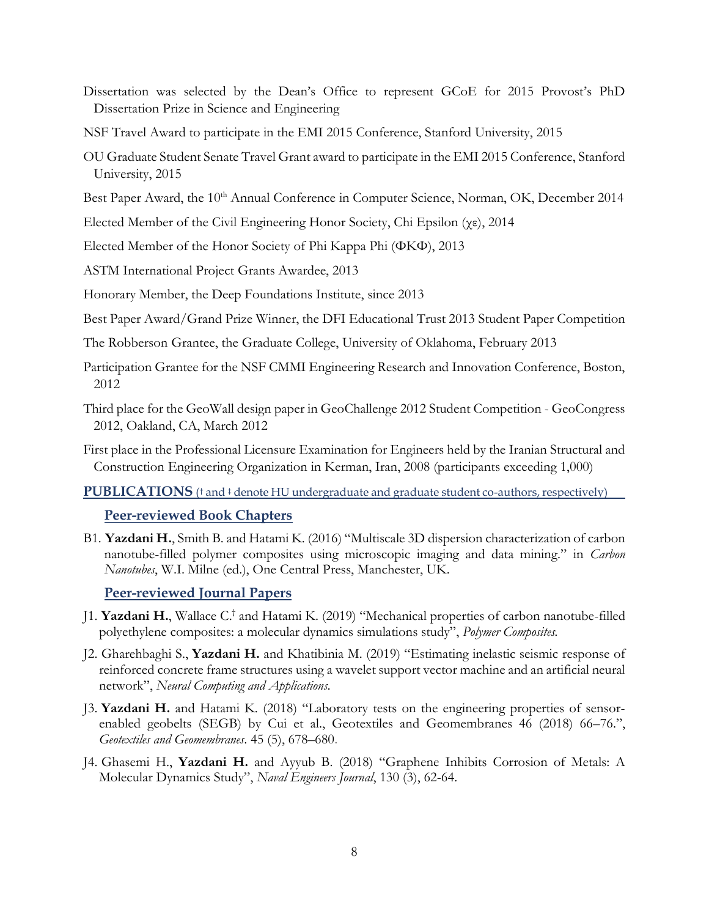Dissertation was selected by the Dean's Office to represent GCoE for 2015 Provost's PhD Dissertation Prize in Science and Engineering

NSF Travel Award to participate in the EMI 2015 Conference, Stanford University, 2015

OU Graduate Student Senate Travel Grant award to participate in the EMI 2015 Conference, Stanford University, 2015

Best Paper Award, the 10th Annual Conference in Computer Science, Norman, OK, December 2014

Elected Member of the Civil Engineering Honor Society, Chi Epsilon (χε), 2014

Elected Member of the Honor Society of Phi Kappa Phi (ΦΚΦ), 2013

ASTM International Project Grants Awardee, 2013

Honorary Member, the Deep Foundations Institute, since 2013

Best Paper Award/Grand Prize Winner, the DFI Educational Trust 2013 Student Paper Competition

The Robberson Grantee, the Graduate College, University of Oklahoma, February 2013

Participation Grantee for the NSF CMMI Engineering Research and Innovation Conference, Boston, 2012

Third place for the GeoWall design paper in GeoChallenge 2012 Student Competition - GeoCongress 2012, Oakland, CA, March 2012

First place in the Professional Licensure Examination for Engineers held by the Iranian Structural and Construction Engineering Organization in Kerman, Iran, 2008 (participants exceeding 1,000)

## PUBLICATIONS († and ‡ denote HU undergraduate and graduate student co-authors, respectively)

### Peer-reviewed Book Chapters

B1. **Yazdani H.**, Smith B. and Hatami K. (2016) "Multiscale 3D dispersion characterization of carbon nanotube-filled polymer composites using microscopic imaging and data mining." in *Carbon Nanotubes*, W.I. Milne (ed.), One Central Press, Manchester, UK.

### Peer-reviewed Journal Papers

J1. **Yazdani H.**, Wallace C.† and Hatami K. (2019) "Mechanical properties of carbon nanotube-filled polyethylene composites: a molecular dynamics simulations study", *Polymer Composites*.

J2. Gharehbaghi S., **Yazdani H.** and Khatibinia M. (2019) "Estimating inelastic seismic response of reinforced concrete frame structures using a wavelet support vector machine and an artificial neural network", *Neural Computing and Applications*.

J3. **Yazdani H.** and Hatami K. (2018) "Laboratory tests on the engineering properties of sensor-enabled geobelts (SEGB) by Cui et al., Geotextiles and Geomembranes 46 (2018) 66–76.", *Geotextiles and Geomembranes*. 45 (5), 678–680.

J4. Ghasemi H., **Yazdani H.** and Ayyub B. (2018) "Graphene Inhibits Corrosion of Metals: A Molecular Dynamics Study", *Naval Engineers Journal*, 130 (3), 62-64.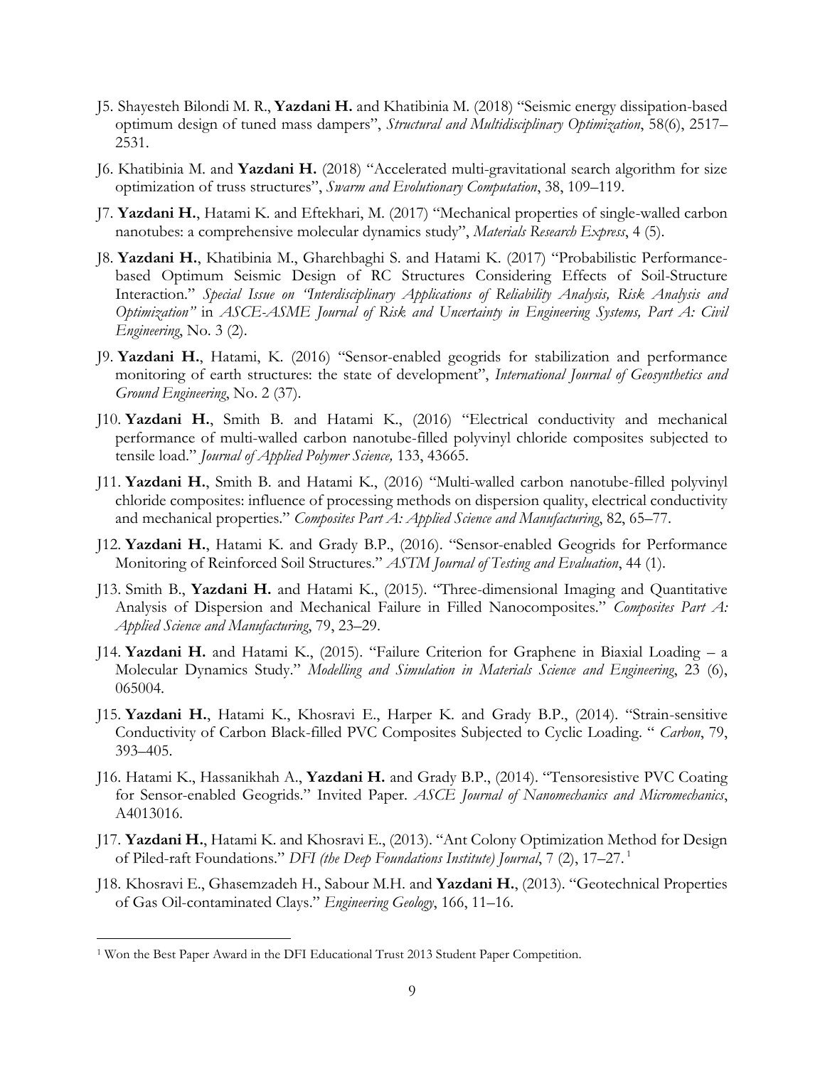J5. Shayesteh Bilondi M. R., **Yazdani H.** and Khatibinia M. (2018) "Seismic energy dissipation-based optimum design of tuned mass dampers", *Structural and Multidisciplinary Optimization*, 58(6), 2517–2531.

J6. Khatibinia M. and **Yazdani H.** (2018) "Accelerated multi-gravitational search algorithm for size optimization of truss structures", *Swarm and Evolutionary Computation*, 38, 109–119.

J7. **Yazdani H.**, Hatami K. and Eftekhari, M. (2017) "Mechanical properties of single-walled carbon nanotubes: a comprehensive molecular dynamics study", *Materials Research Express*, 4 (5).

J8. **Yazdani H.**, Khatibinia M., Gharehbaghi S. and Hatami K. (2017) "Probabilistic Performance-based Optimum Seismic Design of RC Structures Considering Effects of Soil-Structure Interaction." *Special Issue on "Interdisciplinary Applications of Reliability Analysis, Risk Analysis and Optimization"* in *ASCE-ASME Journal of Risk and Uncertainty in Engineering Systems, Part A: Civil Engineering*, No. 3 (2).

J9. **Yazdani H.**, Hatami, K. (2016) "Sensor-enabled geogrids for stabilization and performance monitoring of earth structures: the state of development", *International Journal of Geosynthetics and Ground Engineering*, No. 2 (37).

J10. **Yazdani H.**, Smith B. and Hatami K., (2016) "Electrical conductivity and mechanical performance of multi-walled carbon nanotube-filled polyvinyl chloride composites subjected to tensile load." *Journal of Applied Polymer Science,* 133, 43665.

J11. **Yazdani H.**, Smith B. and Hatami K., (2016) "Multi-walled carbon nanotube-filled polyvinyl chloride composites: influence of processing methods on dispersion quality, electrical conductivity and mechanical properties." *Composites Part A: Applied Science and Manufacturing*, 82, 65–77.

J12. **Yazdani H.**, Hatami K. and Grady B.P., (2016). "Sensor-enabled Geogrids for Performance Monitoring of Reinforced Soil Structures." *ASTM Journal of Testing and Evaluation*, 44 (1).

J13. Smith B., **Yazdani H.** and Hatami K., (2015). "Three-dimensional Imaging and Quantitative Analysis of Dispersion and Mechanical Failure in Filled Nanocomposites." *Composites Part A: Applied Science and Manufacturing*, 79, 23–29.

J14. **Yazdani H.** and Hatami K., (2015). "Failure Criterion for Graphene in Biaxial Loading – a Molecular Dynamics Study." *Modelling and Simulation in Materials Science and Engineering*, 23 (6), 065004.

J15. **Yazdani H.**, Hatami K., Khosravi E., Harper K. and Grady B.P., (2014). "Strain-sensitive Conductivity of Carbon Black-filled PVC Composites Subjected to Cyclic Loading. " *Carbon*, 79, 393–405.

J16. Hatami K., Hassanikhah A., **Yazdani H.** and Grady B.P., (2014). "Tensoresistive PVC Coating for Sensor-enabled Geogrids." Invited Paper. *ASCE Journal of Nanomechanics and Micromechanics*, A4013016.

J17. **Yazdani H.**, Hatami K. and Khosravi E., (2013). "Ant Colony Optimization Method for Design of Piled-raft Foundations." *DFI (the Deep Foundations Institute) Journal*, 7 (2), 17–27. [1]

J18. Khosravi E., Ghasemzadeh H., Sabour M.H. and **Yazdani H.**, (2013). "Geotechnical Properties of Gas Oil-contaminated Clays." *Engineering Geology*, 166, 11–16.

[1] Won the Best Paper Award in the DFI Educational Trust 2013 Student Paper Competition.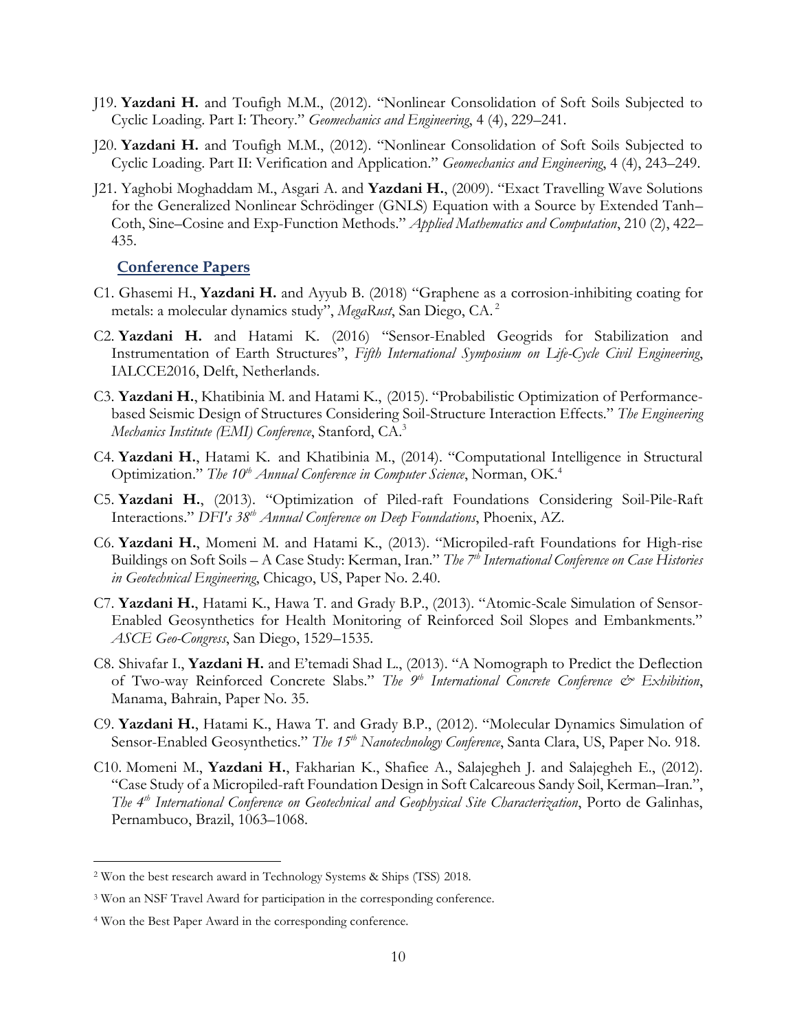J19. **Yazdani H.** and Toufigh M.M., (2012). "Nonlinear Consolidation of Soft Soils Subjected to Cyclic Loading. Part I: Theory." *Geomechanics and Engineering*, 4 (4), 229–241.

J20. **Yazdani H.** and Toufigh M.M., (2012). "Nonlinear Consolidation of Soft Soils Subjected to Cyclic Loading. Part II: Verification and Application." *Geomechanics and Engineering*, 4 (4), 243–249.

J21. Yaghobi Moghaddam M., Asgari A. and **Yazdani H.**, (2009). "Exact Travelling Wave Solutions for the Generalized Nonlinear Schrödinger (GNLS) Equation with a Source by Extended Tanh–Coth, Sine–Cosine and Exp-Function Methods." *Applied Mathematics and Computation*, 210 (2), 422–435.

## Conference Papers

C1. Ghasemi H., **Yazdani H.** and Ayyub B. (2018) "Graphene as a corrosion-inhibiting coating for metals: a molecular dynamics study", *MegaRust*, San Diego, CA.[2]

C2. **Yazdani H.** and Hatami K. (2016) "Sensor-Enabled Geogrids for Stabilization and Instrumentation of Earth Structures", *Fifth International Symposium on Life-Cycle Civil Engineering*, IALCCE2016, Delft, Netherlands.

C3. **Yazdani H.**, Khatibinia M. and Hatami K., (2015). "Probabilistic Optimization of Performance-based Seismic Design of Structures Considering Soil-Structure Interaction Effects." *The Engineering Mechanics Institute (EMI) Conference*, Stanford, CA.[3]

C4. **Yazdani H.**, Hatami K. and Khatibinia M., (2014). "Computational Intelligence in Structural Optimization." *The 10th Annual Conference in Computer Science*, Norman, OK.[4]

C5. **Yazdani H.**, (2013). "Optimization of Piled-raft Foundations Considering Soil-Pile-Raft Interactions." *DFI's 38th Annual Conference on Deep Foundations*, Phoenix, AZ.

C6. **Yazdani H.**, Momeni M. and Hatami K., (2013). "Micropiled-raft Foundations for High-rise Buildings on Soft Soils – A Case Study: Kerman, Iran." *The 7th International Conference on Case Histories in Geotechnical Engineering*, Chicago, US, Paper No. 2.40.

C7. **Yazdani H.**, Hatami K., Hawa T. and Grady B.P., (2013). "Atomic-Scale Simulation of Sensor-Enabled Geosynthetics for Health Monitoring of Reinforced Soil Slopes and Embankments." *ASCE Geo-Congress*, San Diego, 1529–1535.

C8. Shivafar I., **Yazdani H.** and E'temadi Shad L., (2013). "A Nomograph to Predict the Deflection of Two-way Reinforced Concrete Slabs." *The 9th International Concrete Conference & Exhibition*, Manama, Bahrain, Paper No. 35.

C9. **Yazdani H.**, Hatami K., Hawa T. and Grady B.P., (2012). "Molecular Dynamics Simulation of Sensor-Enabled Geosynthetics." *The 15th Nanotechnology Conference*, Santa Clara, US, Paper No. 918.

C10. Momeni M., **Yazdani H.**, Fakharian K., Shafiee A., Salajegheh J. and Salajegheh E., (2012). "Case Study of a Micropiled-raft Foundation Design in Soft Calcareous Sandy Soil, Kerman–Iran.", *The 4th International Conference on Geotechnical and Geophysical Site Characterization*, Porto de Galinhas, Pernambuco, Brazil, 1063–1068.

---

[2] Won the best research award in Technology Systems & Ships (TSS) 2018.

[3] Won an NSF Travel Award for participation in the corresponding conference.

[4] Won the Best Paper Award in the corresponding conference.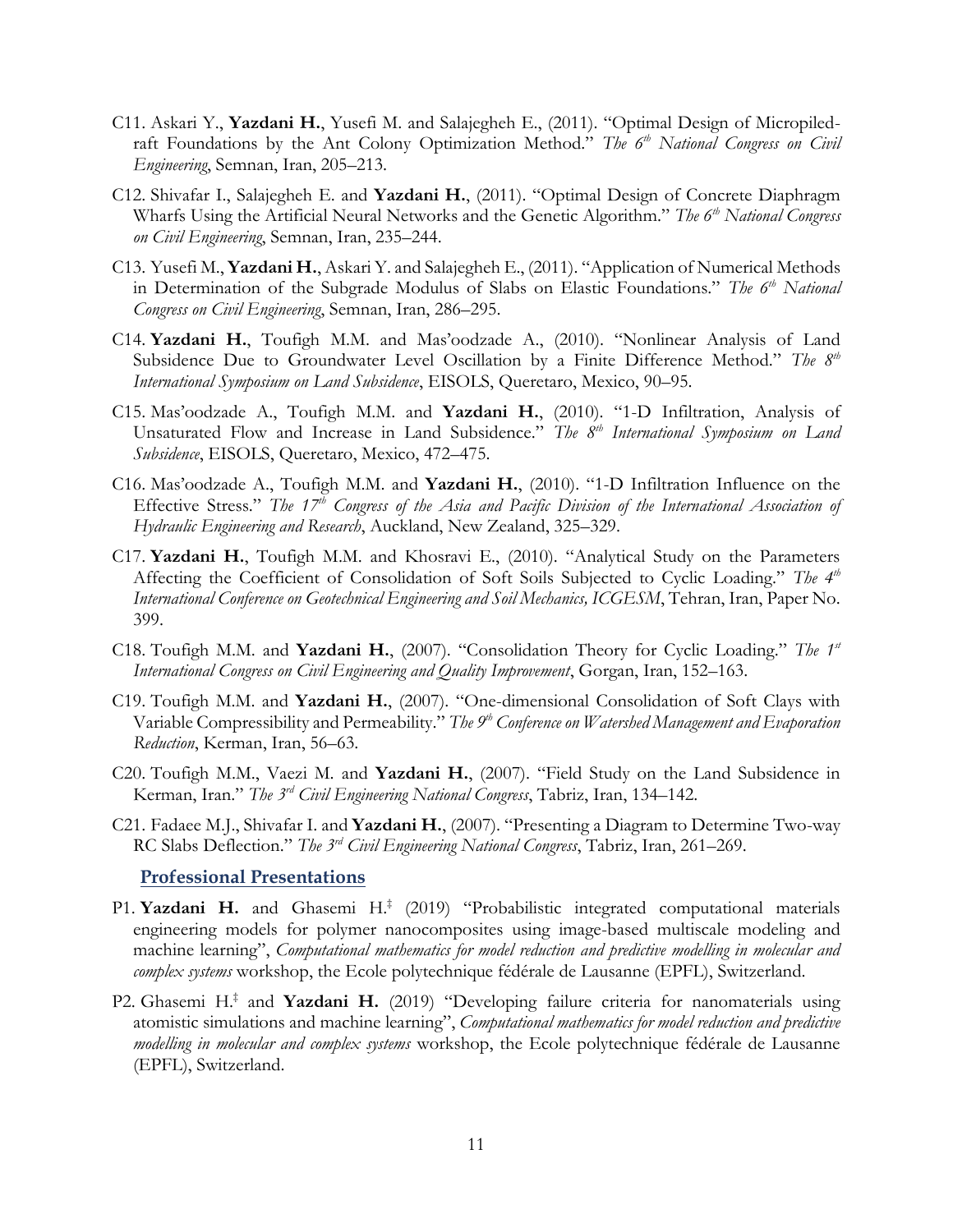C11. Askari Y., **Yazdani H.**, Yusefi M. and Salajegheh E., (2011). "Optimal Design of Micropiled-raft Foundations by the Ant Colony Optimization Method." *The 6th National Congress on Civil Engineering*, Semnan, Iran, 205–213.

C12. Shivafar I., Salajegheh E. and **Yazdani H.**, (2011). "Optimal Design of Concrete Diaphragm Wharfs Using the Artificial Neural Networks and the Genetic Algorithm." *The 6th National Congress on Civil Engineering*, Semnan, Iran, 235–244.

C13. Yusefi M., **Yazdani H.**, Askari Y. and Salajegheh E., (2011). "Application of Numerical Methods in Determination of the Subgrade Modulus of Slabs on Elastic Foundations." *The 6th National Congress on Civil Engineering*, Semnan, Iran, 286–295.

C14. **Yazdani H.**, Toufigh M.M. and Mas'oodzade A., (2010). "Nonlinear Analysis of Land Subsidence Due to Groundwater Level Oscillation by a Finite Difference Method." *The 8th International Symposium on Land Subsidence*, EISOLS, Queretaro, Mexico, 90–95.

C15. Mas'oodzade A., Toufigh M.M. and **Yazdani H.**, (2010). "1-D Infiltration, Analysis of Unsaturated Flow and Increase in Land Subsidence." *The 8th International Symposium on Land Subsidence*, EISOLS, Queretaro, Mexico, 472–475.

C16. Mas'oodzade A., Toufigh M.M. and **Yazdani H.**, (2010). "1-D Infiltration Influence on the Effective Stress." *The 17th Congress of the Asia and Pacific Division of the International Association of Hydraulic Engineering and Research*, Auckland, New Zealand, 325–329.

C17. **Yazdani H.**, Toufigh M.M. and Khosravi E., (2010). "Analytical Study on the Parameters Affecting the Coefficient of Consolidation of Soft Soils Subjected to Cyclic Loading." *The 4th International Conference on Geotechnical Engineering and Soil Mechanics, ICGESM*, Tehran, Iran, Paper No. 399.

C18. Toufigh M.M. and **Yazdani H.**, (2007). "Consolidation Theory for Cyclic Loading." *The 1st International Congress on Civil Engineering and Quality Improvement*, Gorgan, Iran, 152–163.

C19. Toufigh M.M. and **Yazdani H.**, (2007). "One-dimensional Consolidation of Soft Clays with Variable Compressibility and Permeability." *The 9th Conference on Watershed Management and Evaporation Reduction*, Kerman, Iran, 56–63.

C20. Toufigh M.M., Vaezi M. and **Yazdani H.**, (2007). "Field Study on the Land Subsidence in Kerman, Iran." *The 3rd Civil Engineering National Congress*, Tabriz, Iran, 134–142.

C21. Fadaee M.J., Shivafar I. and **Yazdani H.**, (2007). "Presenting a Diagram to Determine Two-way RC Slabs Deflection." *The 3rd Civil Engineering National Congress*, Tabriz, Iran, 261–269.

## Professional Presentations

P1. **Yazdani H.** and Ghasemi H.‡ (2019) "Probabilistic integrated computational materials engineering models for polymer nanocomposites using image-based multiscale modeling and machine learning", *Computational mathematics for model reduction and predictive modelling in molecular and complex systems* workshop, the Ecole polytechnique fédérale de Lausanne (EPFL), Switzerland.

P2. Ghasemi H.‡ and **Yazdani H.** (2019) "Developing failure criteria for nanomaterials using atomistic simulations and machine learning", *Computational mathematics for model reduction and predictive modelling in molecular and complex systems* workshop, the Ecole polytechnique fédérale de Lausanne (EPFL), Switzerland.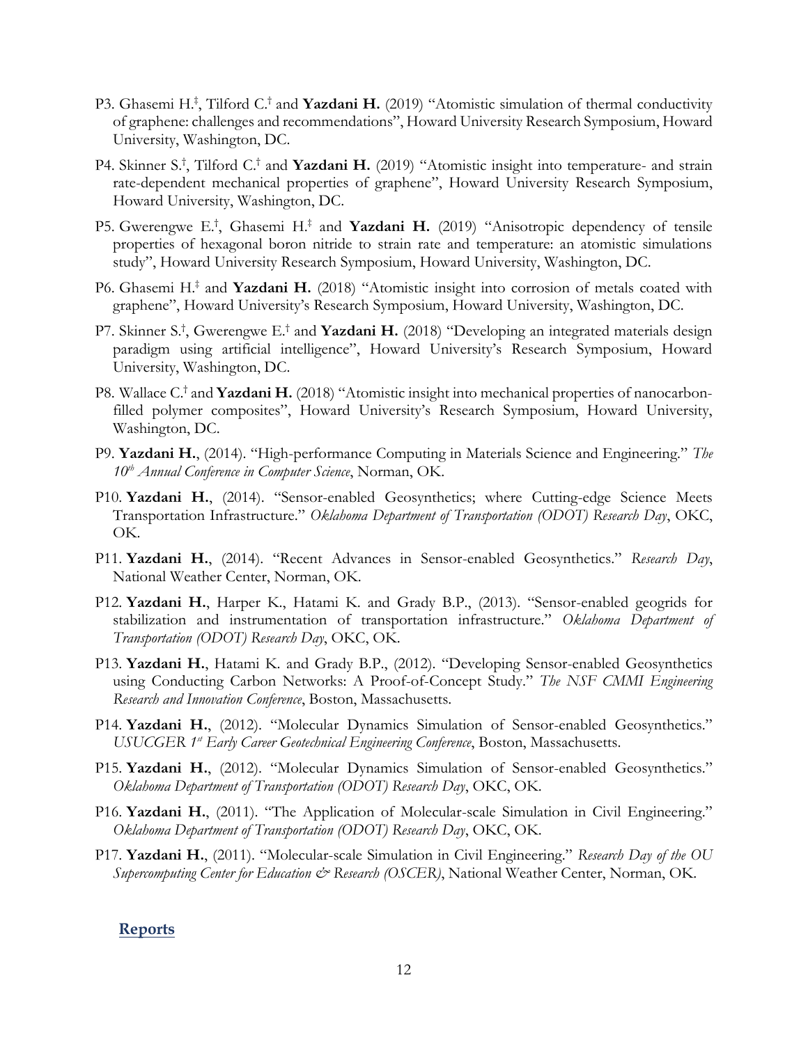P3. Ghasemi H.[‡], Tilford C.[†] and **Yazdani H.** (2019) "Atomistic simulation of thermal conductivity of graphene: challenges and recommendations", Howard University Research Symposium, Howard University, Washington, DC.

P4. Skinner S.[†], Tilford C.[†] and **Yazdani H.** (2019) "Atomistic insight into temperature- and strain rate-dependent mechanical properties of graphene", Howard University Research Symposium, Howard University, Washington, DC.

P5. Gwerengwe E.[†], Ghasemi H.[‡] and **Yazdani H.** (2019) "Anisotropic dependency of tensile properties of hexagonal boron nitride to strain rate and temperature: an atomistic simulations study", Howard University Research Symposium, Howard University, Washington, DC.

P6. Ghasemi H.[‡] and **Yazdani H.** (2018) "Atomistic insight into corrosion of metals coated with graphene", Howard University's Research Symposium, Howard University, Washington, DC.

P7. Skinner S.[†], Gwerengwe E.[†] and **Yazdani H.** (2018) "Developing an integrated materials design paradigm using artificial intelligence", Howard University's Research Symposium, Howard University, Washington, DC.

P8. Wallace C.[†] and **Yazdani H.** (2018) "Atomistic insight into mechanical properties of nanocarbon-filled polymer composites", Howard University's Research Symposium, Howard University, Washington, DC.

P9. **Yazdani H.**, (2014). "High-performance Computing in Materials Science and Engineering." *The 10th Annual Conference in Computer Science*, Norman, OK.

P10. **Yazdani H.**, (2014). "Sensor-enabled Geosynthetics; where Cutting-edge Science Meets Transportation Infrastructure." *Oklahoma Department of Transportation (ODOT) Research Day*, OKC, OK.

P11. **Yazdani H.**, (2014). "Recent Advances in Sensor-enabled Geosynthetics." *Research Day*, National Weather Center, Norman, OK.

P12. **Yazdani H.**, Harper K., Hatami K. and Grady B.P., (2013). "Sensor-enabled geogrids for stabilization and instrumentation of transportation infrastructure." *Oklahoma Department of Transportation (ODOT) Research Day*, OKC, OK.

P13. **Yazdani H.**, Hatami K. and Grady B.P., (2012). "Developing Sensor-enabled Geosynthetics using Conducting Carbon Networks: A Proof-of-Concept Study." *The NSF CMMI Engineering Research and Innovation Conference*, Boston, Massachusetts.

P14. **Yazdani H.**, (2012). "Molecular Dynamics Simulation of Sensor-enabled Geosynthetics." *USUCGER 1st Early Career Geotechnical Engineering Conference*, Boston, Massachusetts.

P15. **Yazdani H.**, (2012). "Molecular Dynamics Simulation of Sensor-enabled Geosynthetics." *Oklahoma Department of Transportation (ODOT) Research Day*, OKC, OK.

P16. **Yazdani H.**, (2011). "The Application of Molecular-scale Simulation in Civil Engineering." *Oklahoma Department of Transportation (ODOT) Research Day*, OKC, OK.

P17. **Yazdani H.**, (2011). "Molecular-scale Simulation in Civil Engineering." *Research Day of the OU Supercomputing Center for Education & Research (OSCER)*, National Weather Center, Norman, OK.

## Reports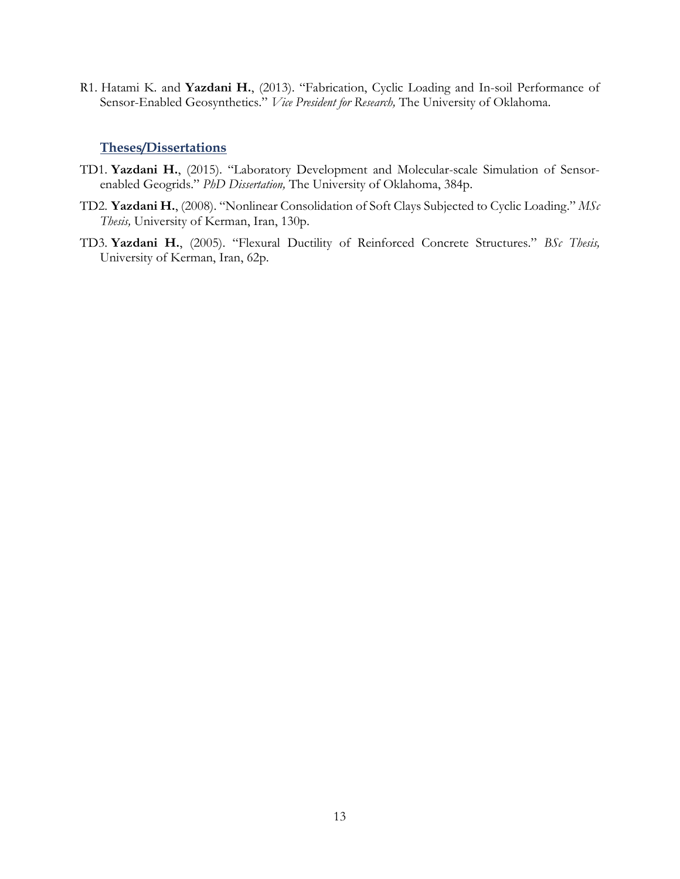R1. Hatami K. and **Yazdani H.**, (2013). "Fabrication, Cyclic Loading and In-soil Performance of Sensor-Enabled Geosynthetics." *Vice President for Research,* The University of Oklahoma.

## Theses/Dissertations

TD1. **Yazdani H.**, (2015). "Laboratory Development and Molecular-scale Simulation of Sensor-enabled Geogrids." *PhD Dissertation,* The University of Oklahoma, 384p.

TD2. **Yazdani H.**, (2008). "Nonlinear Consolidation of Soft Clays Subjected to Cyclic Loading." *MSc Thesis,* University of Kerman, Iran, 130p.

TD3. **Yazdani H.**, (2005). "Flexural Ductility of Reinforced Concrete Structures." *BSc Thesis,* University of Kerman, Iran, 62p.